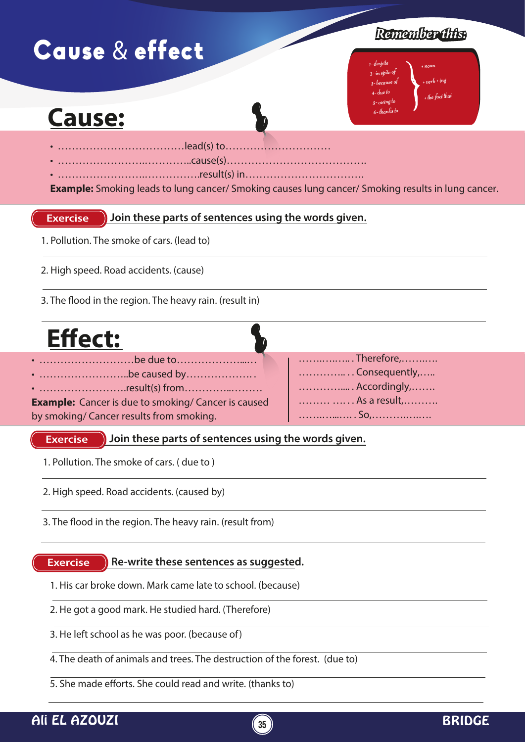# Cause & effect

**Remember this:**

1- despite
2- in spite of
3- because of
4- due to
5- owing to
6- thanks to

} + noun / + verb + ing / + the fact that

## Cause:

- ………………………………lead(s) to…………………………
- …………………….…………..cause(s)………………………………….
- …………………….…………….result(s) in…………………………….

**Example:** Smoking leads to lung cancer/ Smoking causes lung cancer/ Smoking results in lung cancer.

**Exercise** Join these parts of sentences using the words given.

1. Pollution. The smoke of cars. (lead to)

___

2. High speed. Road accidents. (cause)

___

3. The flood in the region. The heavy rain. (result in)

___

## Effect:

- ………………………be due to……………….…..
- ……………………..be caused by………………. .
- …………………….result(s) from…………..………

**Example:** Cancer is due to smoking/ Cancer is caused by smoking/ Cancer results from smoking.

…….….….. . Therefore,……..….
………….. . . Consequently,…..
………….... . Accordingly,…….
……… …. . . As a result,……….
…….…....…. . So,……….….….

**Exercise** Join these parts of sentences using the words given.

1. Pollution. The smoke of cars. ( due to )

___

2. High speed. Road accidents. (caused by)

___

3. The flood in the region. The heavy rain. (result from)

___

**Exercise** Re-write these sentences as suggested.

1. His car broke down. Mark came late to school. (because)

___

2. He got a good mark. He studied hard. (Therefore)

___

3. He left school as he was poor. (because of)

___

4. The death of animals and trees. The destruction of the forest. (due to)

___

5. She made efforts. She could read and write. (thanks to)

___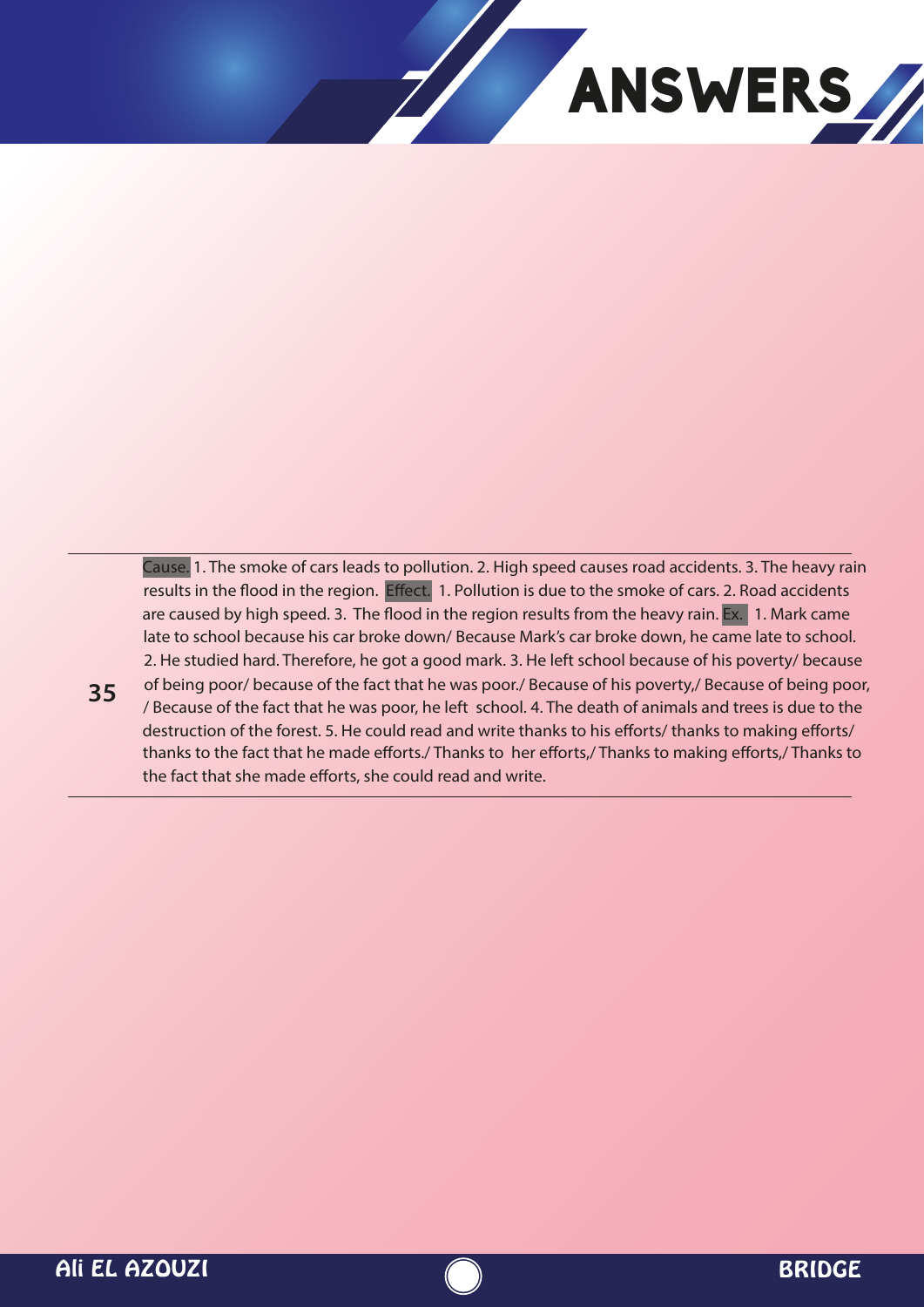# ANSWERS

| | |
|---|---|
| 35 | **Cause.** 1. The smoke of cars leads to pollution. 2. High speed causes road accidents. 3. The heavy rain results in the flood in the region. **Effect.** 1. Pollution is due to the smoke of cars. 2. Road accidents are caused by high speed. 3. The flood in the region results from the heavy rain. **Ex.** 1. Mark came late to school because his car broke down/ Because Mark's car broke down, he came late to school. 2. He studied hard. Therefore, he got a good mark. 3. He left school because of his poverty/ because of being poor/ because of the fact that he was poor./ Because of his poverty,/ Because of being poor, / Because of the fact that he was poor, he left school. 4. The death of animals and trees is due to the destruction of the forest. 5. He could read and write thanks to his efforts/ thanks to making efforts/ thanks to the fact that he made efforts./ Thanks to her efforts,/ Thanks to making efforts,/ Thanks to the fact that she made efforts, she could read and write. |